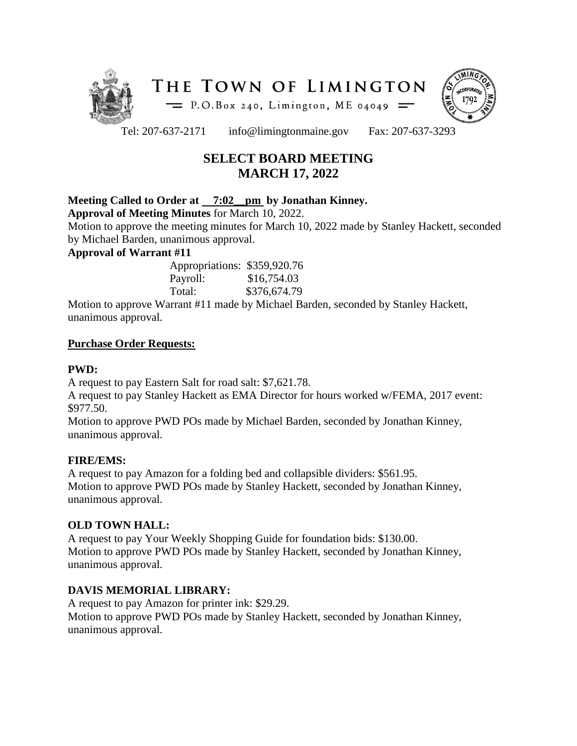# THE TOWN OF LIMINGTON

P.O.Box 240, Limington, ME 04049

Tel: 207-637-2171 info@limingtonmaine.gov Fax: 207-637-3293

## SELECT BOARD MEETING
## MARCH 17, 2022

**Meeting Called to Order at 7:02 pm by Jonathan Kinney.**

**Approval of Meeting Minutes** for March 10, 2022.

Motion to approve the meeting minutes for March 10, 2022 made by Stanley Hackett, seconded by Michael Barden, unanimous approval.

**Approval of Warrant #11**

| | |
|---|---|
| Appropriations: | \$359,920.76 |
| Payroll: | \$16,754.03 |
| Total: | \$376,674.79 |

Motion to approve Warrant #11 made by Michael Barden, seconded by Stanley Hackett, unanimous approval.

**Purchase Order Requests:**

**PWD:**

A request to pay Eastern Salt for road salt: \$7,621.78.

A request to pay Stanley Hackett as EMA Director for hours worked w/FEMA, 2017 event: \$977.50.

Motion to approve PWD POs made by Michael Barden, seconded by Jonathan Kinney, unanimous approval.

**FIRE/EMS:**

A request to pay Amazon for a folding bed and collapsible dividers: \$561.95.

Motion to approve PWD POs made by Stanley Hackett, seconded by Jonathan Kinney, unanimous approval.

**OLD TOWN HALL:**

A request to pay Your Weekly Shopping Guide for foundation bids: \$130.00.

Motion to approve PWD POs made by Stanley Hackett, seconded by Jonathan Kinney, unanimous approval.

**DAVIS MEMORIAL LIBRARY:**

A request to pay Amazon for printer ink: \$29.29.

Motion to approve PWD POs made by Stanley Hackett, seconded by Jonathan Kinney, unanimous approval.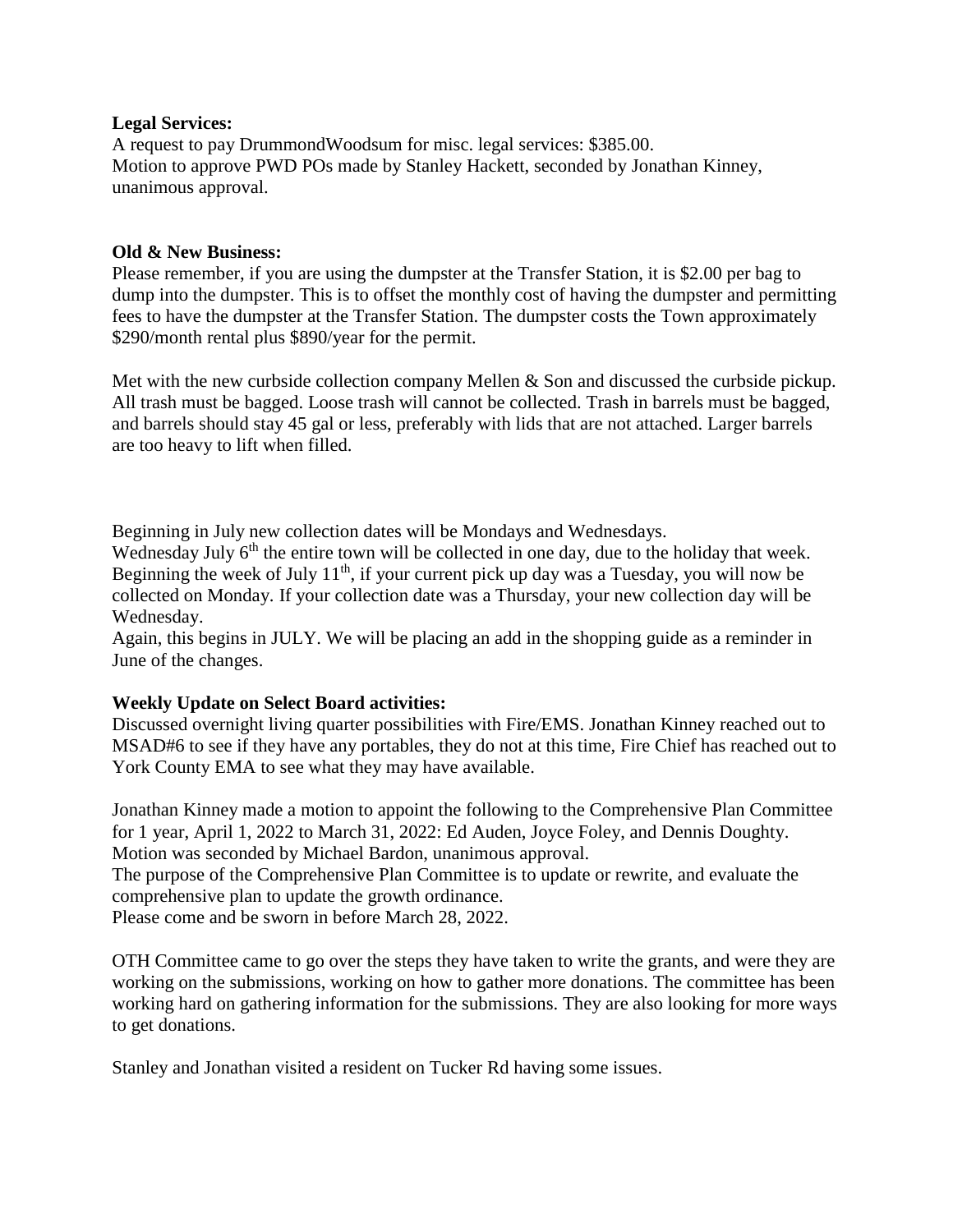**Legal Services:**

A request to pay DrummondWoodsum for misc. legal services: $385.00.
Motion to approve PWD POs made by Stanley Hackett, seconded by Jonathan Kinney, unanimous approval.

**Old & New Business:**

Please remember, if you are using the dumpster at the Transfer Station, it is $2.00 per bag to dump into the dumpster. This is to offset the monthly cost of having the dumpster and permitting fees to have the dumpster at the Transfer Station. The dumpster costs the Town approximately $290/month rental plus $890/year for the permit.

Met with the new curbside collection company Mellen & Son and discussed the curbside pickup. All trash must be bagged. Loose trash will cannot be collected. Trash in barrels must be bagged, and barrels should stay 45 gal or less, preferably with lids that are not attached. Larger barrels are too heavy to lift when filled.

Beginning in July new collection dates will be Mondays and Wednesdays.
Wednesday July 6th the entire town will be collected in one day, due to the holiday that week. Beginning the week of July 11th, if your current pick up day was a Tuesday, you will now be collected on Monday. If your collection date was a Thursday, your new collection day will be Wednesday.
Again, this begins in JULY. We will be placing an add in the shopping guide as a reminder in June of the changes.

**Weekly Update on Select Board activities:**

Discussed overnight living quarter possibilities with Fire/EMS. Jonathan Kinney reached out to MSAD#6 to see if they have any portables, they do not at this time, Fire Chief has reached out to York County EMA to see what they may have available.

Jonathan Kinney made a motion to appoint the following to the Comprehensive Plan Committee for 1 year, April 1, 2022 to March 31, 2022: Ed Auden, Joyce Foley, and Dennis Doughty. Motion was seconded by Michael Bardon, unanimous approval.
The purpose of the Comprehensive Plan Committee is to update or rewrite, and evaluate the comprehensive plan to update the growth ordinance.
Please come and be sworn in before March 28, 2022.

OTH Committee came to go over the steps they have taken to write the grants, and were they are working on the submissions, working on how to gather more donations. The committee has been working hard on gathering information for the submissions. They are also looking for more ways to get donations.

Stanley and Jonathan visited a resident on Tucker Rd having some issues.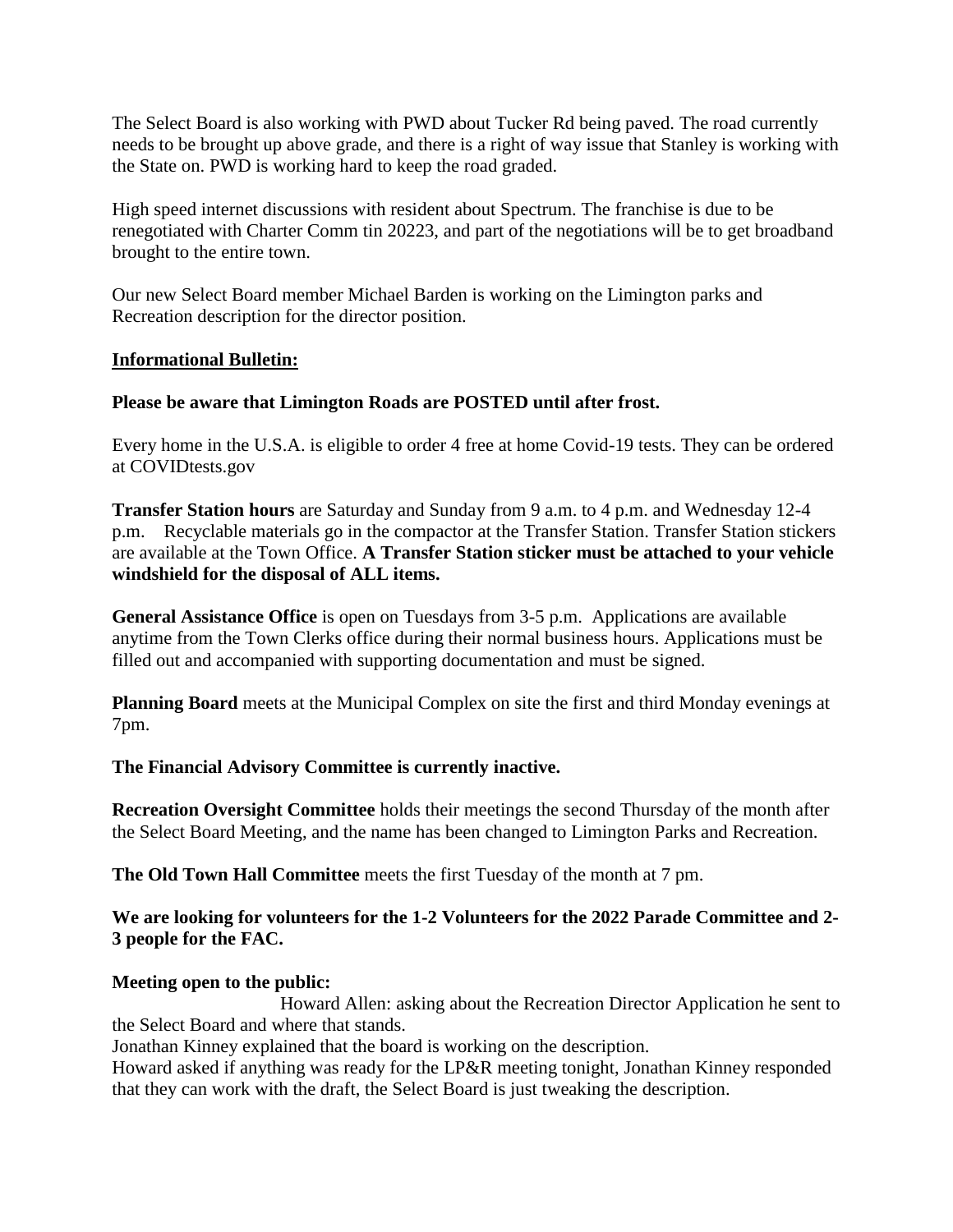The Select Board is also working with PWD about Tucker Rd being paved. The road currently needs to be brought up above grade, and there is a right of way issue that Stanley is working with the State on. PWD is working hard to keep the road graded.

High speed internet discussions with resident about Spectrum. The franchise is due to be renegotiated with Charter Comm tin 20223, and part of the negotiations will be to get broadband brought to the entire town.

Our new Select Board member Michael Barden is working on the Limington parks and Recreation description for the director position.

**<u>Informational Bulletin:</u>**

**Please be aware that Limington Roads are POSTED until after frost.**

Every home in the U.S.A. is eligible to order 4 free at home Covid-19 tests. They can be ordered at COVIDtests.gov

**Transfer Station hours** are Saturday and Sunday from 9 a.m. to 4 p.m. and Wednesday 12-4 p.m. Recyclable materials go in the compactor at the Transfer Station. Transfer Station stickers are available at the Town Office. **A Transfer Station sticker must be attached to your vehicle windshield for the disposal of ALL items.**

**General Assistance Office** is open on Tuesdays from 3-5 p.m. Applications are available anytime from the Town Clerks office during their normal business hours. Applications must be filled out and accompanied with supporting documentation and must be signed.

**Planning Board** meets at the Municipal Complex on site the first and third Monday evenings at 7pm.

**The Financial Advisory Committee is currently inactive.**

**Recreation Oversight Committee** holds their meetings the second Thursday of the month after the Select Board Meeting, and the name has been changed to Limington Parks and Recreation.

**The Old Town Hall Committee** meets the first Tuesday of the month at 7 pm.

**We are looking for volunteers for the 1-2 Volunteers for the 2022 Parade Committee and 2-3 people for the FAC.**

**Meeting open to the public:**

Howard Allen: asking about the Recreation Director Application he sent to the Select Board and where that stands.

Jonathan Kinney explained that the board is working on the description.

Howard asked if anything was ready for the LP&R meeting tonight, Jonathan Kinney responded that they can work with the draft, the Select Board is just tweaking the description.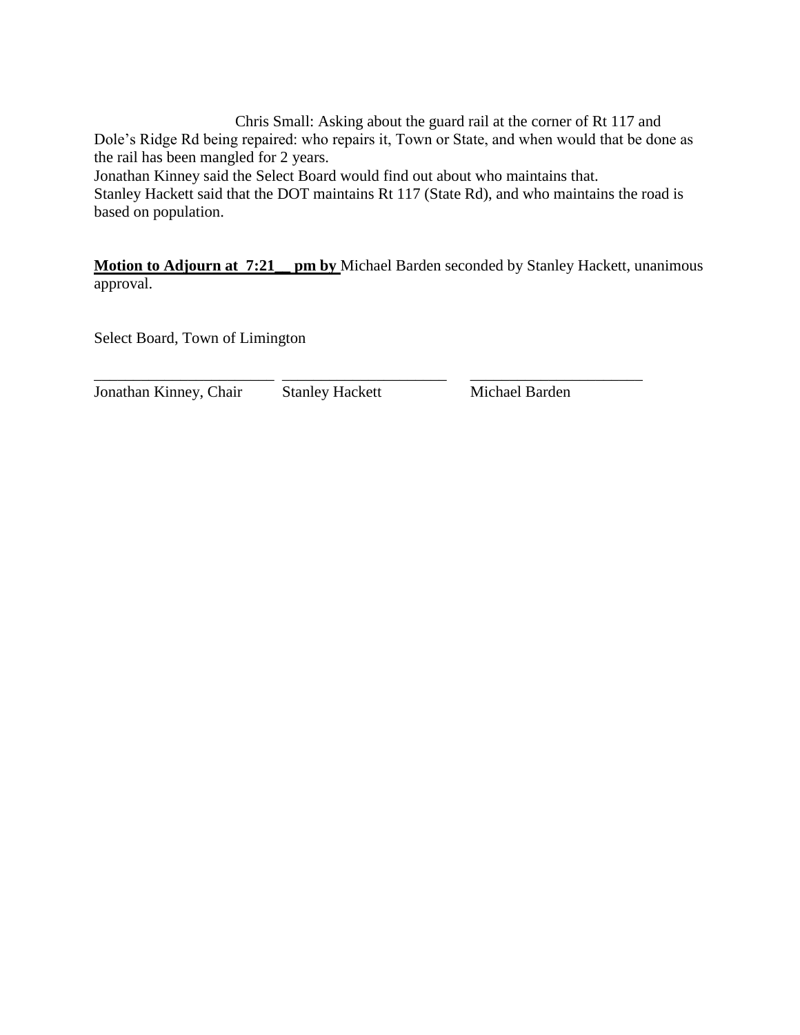Chris Small: Asking about the guard rail at the corner of Rt 117 and Dole's Ridge Rd being repaired: who repairs it, Town or State, and when would that be done as the rail has been mangled for 2 years.
Jonathan Kinney said the Select Board would find out about who maintains that.
Stanley Hackett said that the DOT maintains Rt 117 (State Rd), and who maintains the road is based on population.

**Motion to Adjourn at 7:21__ pm by** Michael Barden seconded by Stanley Hackett, unanimous approval.

Select Board, Town of Limington

| | | |
|---|---|---|
| _______________________ | _____________________ | _____________________ |
| Jonathan Kinney, Chair | Stanley Hackett | Michael Barden |